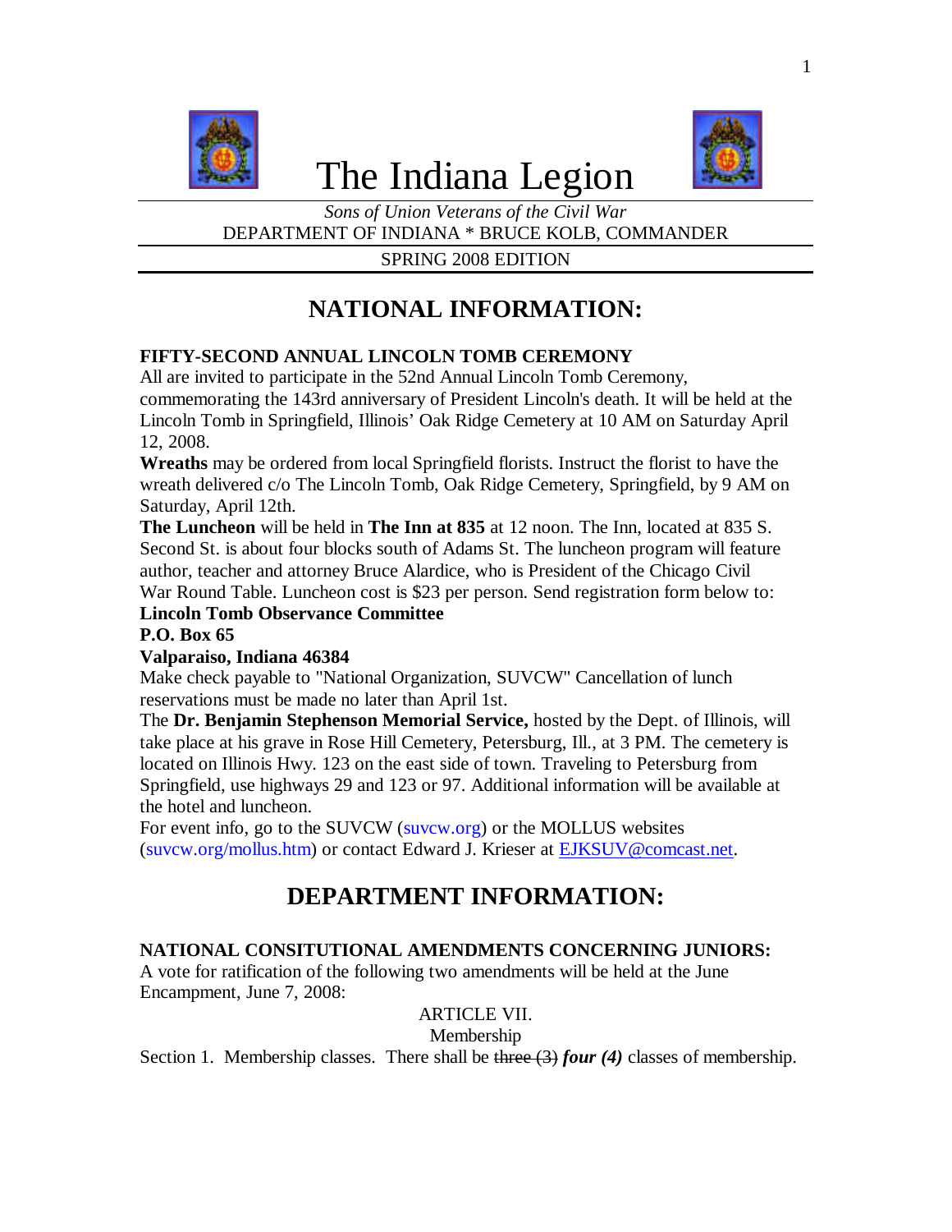# The Indiana Legion

*Sons of Union Veterans of the Civil War*

DEPARTMENT OF INDIANA * BRUCE KOLB, COMMANDER

SPRING 2008 EDITION

## NATIONAL INFORMATION:

**FIFTY-SECOND ANNUAL LINCOLN TOMB CEREMONY**

All are invited to participate in the 52nd Annual Lincoln Tomb Ceremony, commemorating the 143rd anniversary of President Lincoln's death. It will be held at the Lincoln Tomb in Springfield, Illinois' Oak Ridge Cemetery at 10 AM on Saturday April 12, 2008.

**Wreaths** may be ordered from local Springfield florists. Instruct the florist to have the wreath delivered c/o The Lincoln Tomb, Oak Ridge Cemetery, Springfield, by 9 AM on Saturday, April 12th.

**The Luncheon** will be held in **The Inn at 835** at 12 noon. The Inn, located at 835 S. Second St. is about four blocks south of Adams St. The luncheon program will feature author, teacher and attorney Bruce Alardice, who is President of the Chicago Civil War Round Table. Luncheon cost is $23 per person. Send registration form below to:

**Lincoln Tomb Observance Committee**
**P.O. Box 65**
**Valparaiso, Indiana 46384**

Make check payable to "National Organization, SUVCW" Cancellation of lunch reservations must be made no later than April 1st.

The **Dr. Benjamin Stephenson Memorial Service,** hosted by the Dept. of Illinois, will take place at his grave in Rose Hill Cemetery, Petersburg, Ill., at 3 PM. The cemetery is located on Illinois Hwy. 123 on the east side of town. Traveling to Petersburg from Springfield, use highways 29 and 123 or 97. Additional information will be available at the hotel and luncheon.

For event info, go to the SUVCW (suvcw.org) or the MOLLUS websites (suvcw.org/mollus.htm) or contact Edward J. Krieser at EJKSUV@comcast.net.

## DEPARTMENT INFORMATION:

**NATIONAL CONSITUTIONAL AMENDMENTS CONCERNING JUNIORS:**

A vote for ratification of the following two amendments will be held at the June Encampment, June 7, 2008:

ARTICLE VII.

Membership

Section 1. Membership classes. There shall be ~~three (3)~~ ***four (4)*** classes of membership.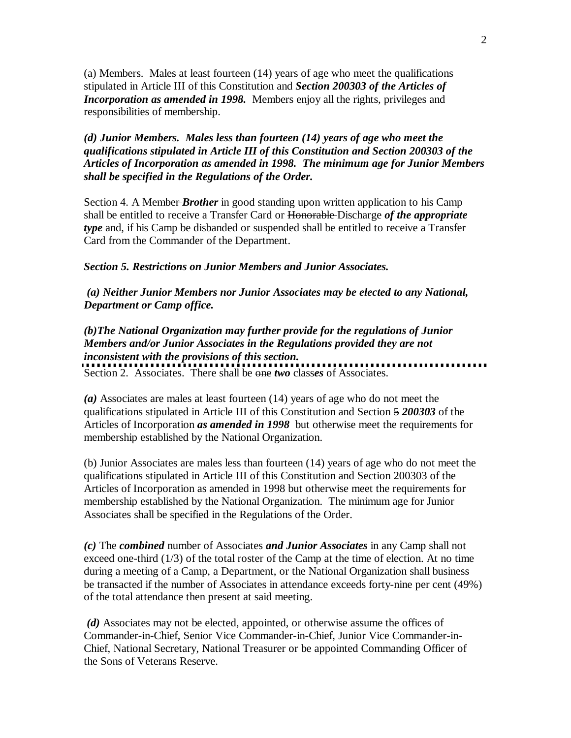(a) Members. Males at least fourteen (14) years of age who meet the qualifications stipulated in Article III of this Constitution and ***Section 200303 of the Articles of Incorporation as amended in 1998.*** Members enjoy all the rights, privileges and responsibilities of membership.

***(d) Junior Members. Males less than fourteen (14) years of age who meet the qualifications stipulated in Article III of this Constitution and Section 200303 of the Articles of Incorporation as amended in 1998. The minimum age for Junior Members shall be specified in the Regulations of the Order.***

Section 4. A ~~Member~~ ***Brother*** in good standing upon written application to his Camp shall be entitled to receive a Transfer Card or ~~Honorable~~ Discharge ***of the appropriate type*** and, if his Camp be disbanded or suspended shall be entitled to receive a Transfer Card from the Commander of the Department.

***Section 5. Restrictions on Junior Members and Junior Associates.***

***(a) Neither Junior Members nor Junior Associates may be elected to any National, Department or Camp office.***

***(b)The National Organization may further provide for the regulations of Junior Members and/or Junior Associates in the Regulations provided they are not inconsistent with the provisions of this section.***

---

Section 2. Associates. There shall be ~~one~~ ***two*** class***es*** of Associates.

***(a)*** Associates are males at least fourteen (14) years of age who do not meet the qualifications stipulated in Article III of this Constitution and Section ~~5~~ ***200303*** of the Articles of Incorporation ***as amended in 1998*** but otherwise meet the requirements for membership established by the National Organization.

(b) Junior Associates are males less than fourteen (14) years of age who do not meet the qualifications stipulated in Article III of this Constitution and Section 200303 of the Articles of Incorporation as amended in 1998 but otherwise meet the requirements for membership established by the National Organization. The minimum age for Junior Associates shall be specified in the Regulations of the Order.

***(c)*** The ***combined*** number of Associates ***and Junior Associates*** in any Camp shall not exceed one-third (1/3) of the total roster of the Camp at the time of election. At no time during a meeting of a Camp, a Department, or the National Organization shall business be transacted if the number of Associates in attendance exceeds forty-nine per cent (49%) of the total attendance then present at said meeting.

***(d)*** Associates may not be elected, appointed, or otherwise assume the offices of Commander-in-Chief, Senior Vice Commander-in-Chief, Junior Vice Commander-in-Chief, National Secretary, National Treasurer or be appointed Commanding Officer of the Sons of Veterans Reserve.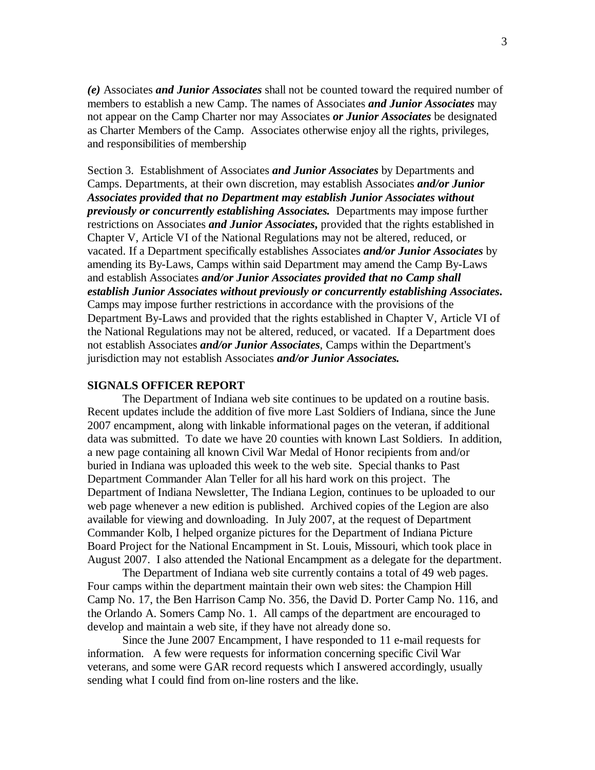***(e)*** Associates ***and Junior Associates*** shall not be counted toward the required number of members to establish a new Camp. The names of Associates ***and Junior Associates*** may not appear on the Camp Charter nor may Associates ***or Junior Associates*** be designated as Charter Members of the Camp. Associates otherwise enjoy all the rights, privileges, and responsibilities of membership

Section 3. Establishment of Associates ***and Junior Associates*** by Departments and Camps. Departments, at their own discretion, may establish Associates ***and/or Junior Associates provided that no Department may establish Junior Associates without previously or concurrently establishing Associates.*** Departments may impose further restrictions on Associates ***and Junior Associates,*** provided that the rights established in Chapter V, Article VI of the National Regulations may not be altered, reduced, or vacated. If a Department specifically establishes Associates ***and/or Junior Associates*** by amending its By-Laws, Camps within said Department may amend the Camp By-Laws and establish Associates ***and/or Junior Associates provided that no Camp shall establish Junior Associates without previously or concurrently establishing Associates.*** Camps may impose further restrictions in accordance with the provisions of the Department By-Laws and provided that the rights established in Chapter V, Article VI of the National Regulations may not be altered, reduced, or vacated. If a Department does not establish Associates ***and/or Junior Associates***, Camps within the Department's jurisdiction may not establish Associates ***and/or Junior Associates.***

**SIGNALS OFFICER REPORT**

The Department of Indiana web site continues to be updated on a routine basis. Recent updates include the addition of five more Last Soldiers of Indiana, since the June 2007 encampment, along with linkable informational pages on the veteran, if additional data was submitted. To date we have 20 counties with known Last Soldiers. In addition, a new page containing all known Civil War Medal of Honor recipients from and/or buried in Indiana was uploaded this week to the web site. Special thanks to Past Department Commander Alan Teller for all his hard work on this project. The Department of Indiana Newsletter, The Indiana Legion, continues to be uploaded to our web page whenever a new edition is published. Archived copies of the Legion are also available for viewing and downloading. In July 2007, at the request of Department Commander Kolb, I helped organize pictures for the Department of Indiana Picture Board Project for the National Encampment in St. Louis, Missouri, which took place in August 2007. I also attended the National Encampment as a delegate for the department.

The Department of Indiana web site currently contains a total of 49 web pages. Four camps within the department maintain their own web sites: the Champion Hill Camp No. 17, the Ben Harrison Camp No. 356, the David D. Porter Camp No. 116, and the Orlando A. Somers Camp No. 1. All camps of the department are encouraged to develop and maintain a web site, if they have not already done so.

Since the June 2007 Encampment, I have responded to 11 e-mail requests for information. A few were requests for information concerning specific Civil War veterans, and some were GAR record requests which I answered accordingly, usually sending what I could find from on-line rosters and the like.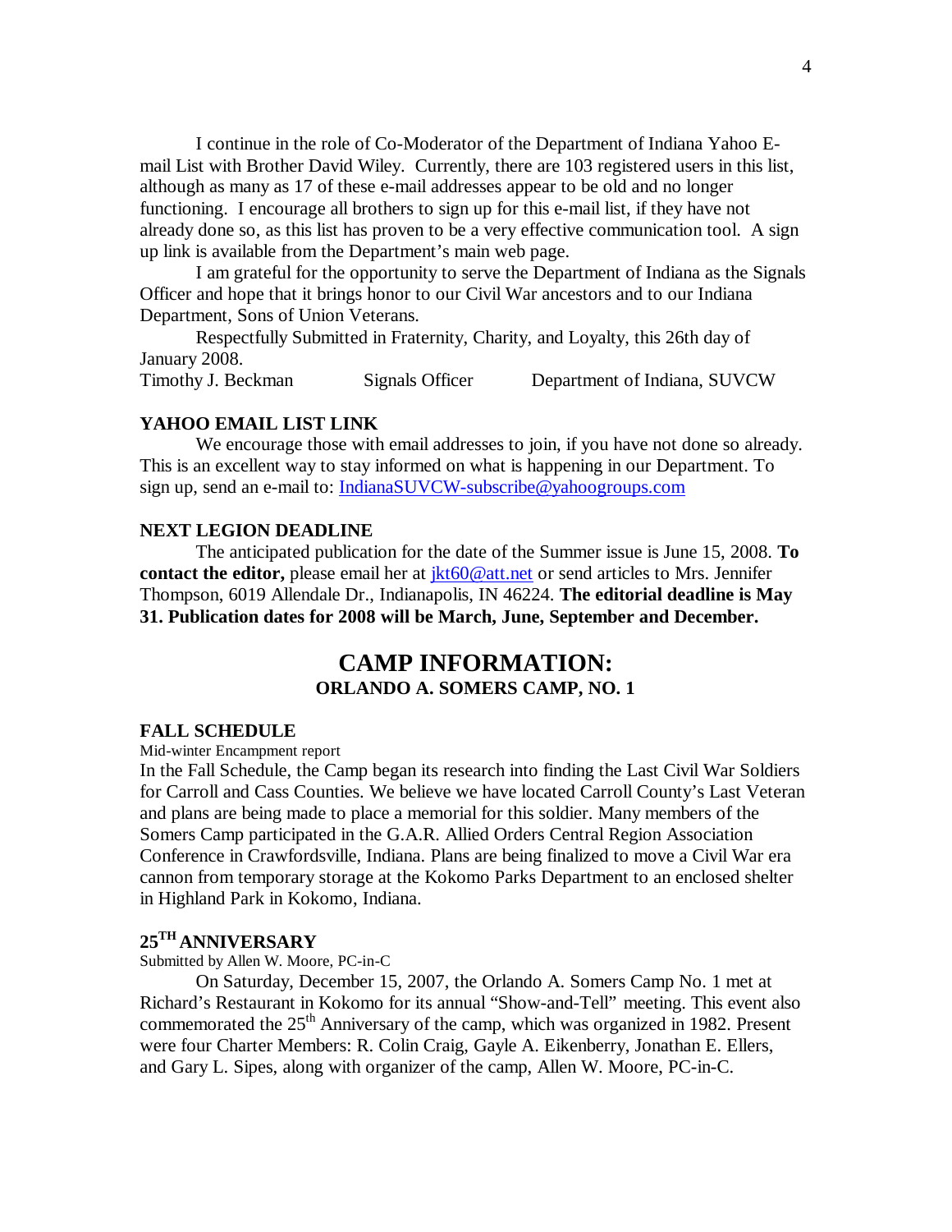I continue in the role of Co-Moderator of the Department of Indiana Yahoo E-mail List with Brother David Wiley. Currently, there are 103 registered users in this list, although as many as 17 of these e-mail addresses appear to be old and no longer functioning. I encourage all brothers to sign up for this e-mail list, if they have not already done so, as this list has proven to be a very effective communication tool. A sign up link is available from the Department's main web page.

I am grateful for the opportunity to serve the Department of Indiana as the Signals Officer and hope that it brings honor to our Civil War ancestors and to our Indiana Department, Sons of Union Veterans.

Respectfully Submitted in Fraternity, Charity, and Loyalty, this 26th day of January 2008.

Timothy J. Beckman    Signals Officer    Department of Indiana, SUVCW

### YAHOO EMAIL LIST LINK

We encourage those with email addresses to join, if you have not done so already. This is an excellent way to stay informed on what is happening in our Department. To sign up, send an e-mail to: IndianaSUVCW-subscribe@yahoogroups.com

### NEXT LEGION DEADLINE

The anticipated publication for the date of the Summer issue is June 15, 2008. **To contact the editor,** please email her at jkt60@att.net or send articles to Mrs. Jennifer Thompson, 6019 Allendale Dr., Indianapolis, IN 46224. **The editorial deadline is May 31. Publication dates for 2008 will be March, June, September and December.**

## CAMP INFORMATION:
### ORLANDO A. SOMERS CAMP, NO. 1

### FALL SCHEDULE

Mid-winter Encampment report

In the Fall Schedule, the Camp began its research into finding the Last Civil War Soldiers for Carroll and Cass Counties. We believe we have located Carroll County's Last Veteran and plans are being made to place a memorial for this soldier. Many members of the Somers Camp participated in the G.A.R. Allied Orders Central Region Association Conference in Crawfordsville, Indiana. Plans are being finalized to move a Civil War era cannon from temporary storage at the Kokomo Parks Department to an enclosed shelter in Highland Park in Kokomo, Indiana.

### 25TH ANNIVERSARY

Submitted by Allen W. Moore, PC-in-C

On Saturday, December 15, 2007, the Orlando A. Somers Camp No. 1 met at Richard's Restaurant in Kokomo for its annual "Show-and-Tell" meeting. This event also commemorated the 25th Anniversary of the camp, which was organized in 1982. Present were four Charter Members: R. Colin Craig, Gayle A. Eikenberry, Jonathan E. Ellers, and Gary L. Sipes, along with organizer of the camp, Allen W. Moore, PC-in-C.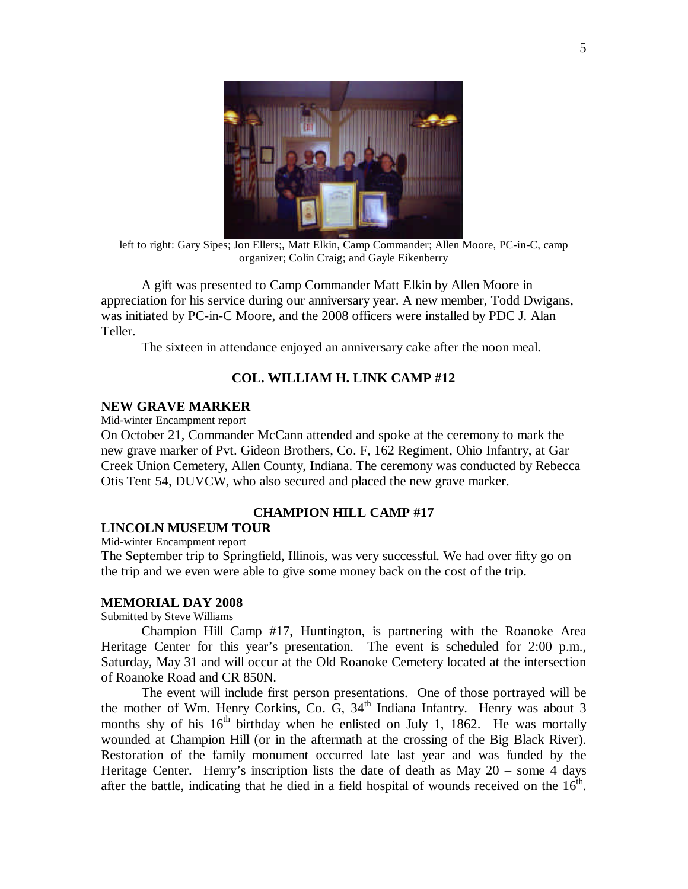left to right: Gary Sipes; Jon Ellers;, Matt Elkin, Camp Commander; Allen Moore, PC-in-C, camp organizer; Colin Craig; and Gayle Eikenberry

A gift was presented to Camp Commander Matt Elkin by Allen Moore in appreciation for his service during our anniversary year. A new member, Todd Dwigans, was initiated by PC-in-C Moore, and the 2008 officers were installed by PDC J. Alan Teller.

The sixteen in attendance enjoyed an anniversary cake after the noon meal.

## COL. WILLIAM H. LINK CAMP #12

### NEW GRAVE MARKER

Mid-winter Encampment report

On October 21, Commander McCann attended and spoke at the ceremony to mark the new grave marker of Pvt. Gideon Brothers, Co. F, 162 Regiment, Ohio Infantry, at Gar Creek Union Cemetery, Allen County, Indiana. The ceremony was conducted by Rebecca Otis Tent 54, DUVCW, who also secured and placed the new grave marker.

## CHAMPION HILL CAMP #17

### LINCOLN MUSEUM TOUR

Mid-winter Encampment report

The September trip to Springfield, Illinois, was very successful. We had over fifty go on the trip and we even were able to give some money back on the cost of the trip.

### MEMORIAL DAY 2008

Submitted by Steve Williams

Champion Hill Camp #17, Huntington, is partnering with the Roanoke Area Heritage Center for this year's presentation. The event is scheduled for 2:00 p.m., Saturday, May 31 and will occur at the Old Roanoke Cemetery located at the intersection of Roanoke Road and CR 850N.

The event will include first person presentations. One of those portrayed will be the mother of Wm. Henry Corkins, Co. G, 34th Indiana Infantry. Henry was about 3 months shy of his 16th birthday when he enlisted on July 1, 1862. He was mortally wounded at Champion Hill (or in the aftermath at the crossing of the Big Black River). Restoration of the family monument occurred late last year and was funded by the Heritage Center. Henry's inscription lists the date of death as May 20 – some 4 days after the battle, indicating that he died in a field hospital of wounds received on the 16th.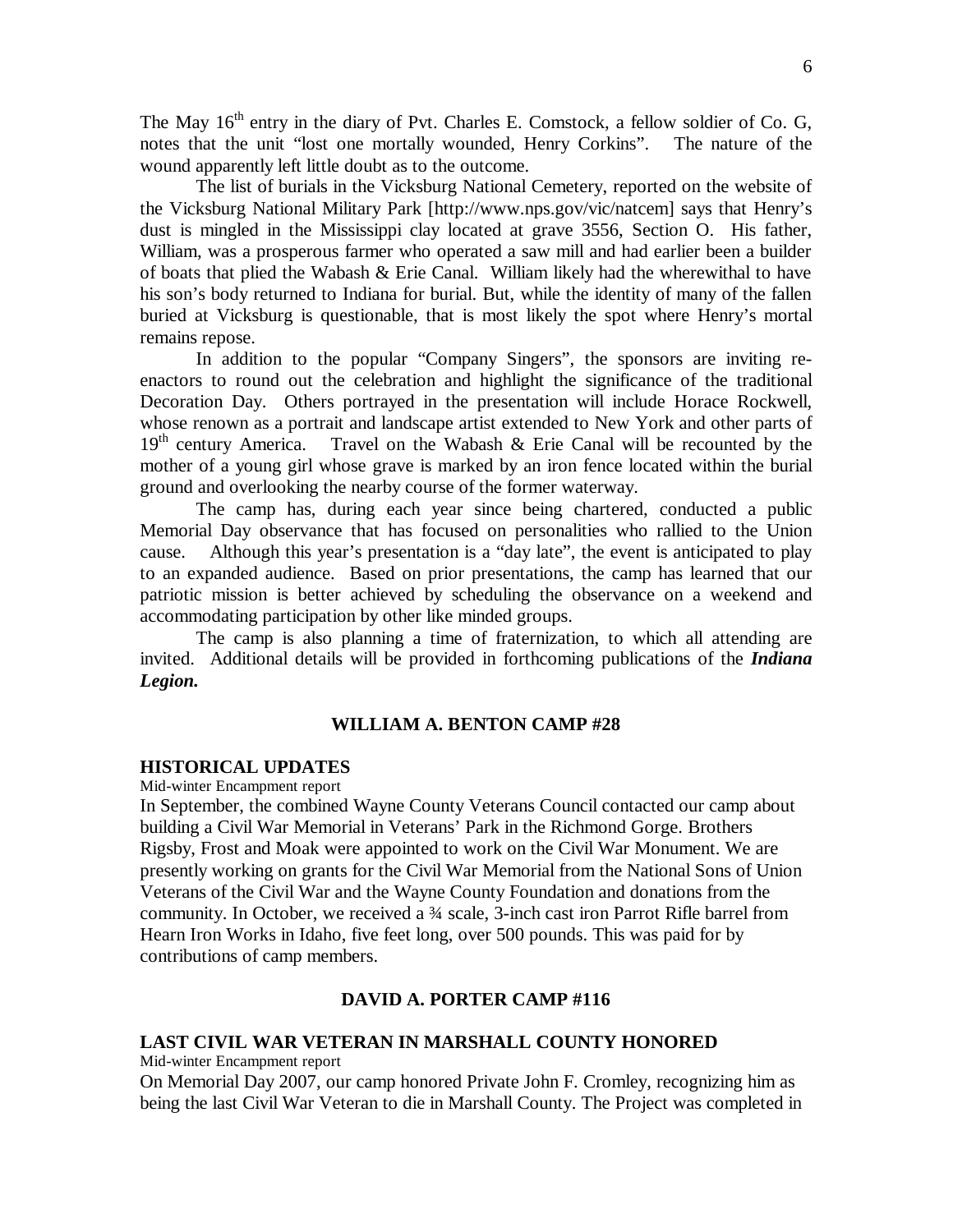The May 16th entry in the diary of Pvt. Charles E. Comstock, a fellow soldier of Co. G, notes that the unit "lost one mortally wounded, Henry Corkins". The nature of the wound apparently left little doubt as to the outcome.

The list of burials in the Vicksburg National Cemetery, reported on the website of the Vicksburg National Military Park [http://www.nps.gov/vic/natcem] says that Henry's dust is mingled in the Mississippi clay located at grave 3556, Section O. His father, William, was a prosperous farmer who operated a saw mill and had earlier been a builder of boats that plied the Wabash & Erie Canal. William likely had the wherewithal to have his son's body returned to Indiana for burial. But, while the identity of many of the fallen buried at Vicksburg is questionable, that is most likely the spot where Henry's mortal remains repose.

In addition to the popular "Company Singers", the sponsors are inviting re-enactors to round out the celebration and highlight the significance of the traditional Decoration Day. Others portrayed in the presentation will include Horace Rockwell, whose renown as a portrait and landscape artist extended to New York and other parts of 19th century America. Travel on the Wabash & Erie Canal will be recounted by the mother of a young girl whose grave is marked by an iron fence located within the burial ground and overlooking the nearby course of the former waterway.

The camp has, during each year since being chartered, conducted a public Memorial Day observance that has focused on personalities who rallied to the Union cause. Although this year's presentation is a "day late", the event is anticipated to play to an expanded audience. Based on prior presentations, the camp has learned that our patriotic mission is better achieved by scheduling the observance on a weekend and accommodating participation by other like minded groups.

The camp is also planning a time of fraternization, to which all attending are invited. Additional details will be provided in forthcoming publications of the ***Indiana Legion.***

## WILLIAM A. BENTON CAMP #28

### HISTORICAL UPDATES

Mid-winter Encampment report

In September, the combined Wayne County Veterans Council contacted our camp about building a Civil War Memorial in Veterans' Park in the Richmond Gorge. Brothers Rigsby, Frost and Moak were appointed to work on the Civil War Monument. We are presently working on grants for the Civil War Memorial from the National Sons of Union Veterans of the Civil War and the Wayne County Foundation and donations from the community. In October, we received a ¾ scale, 3-inch cast iron Parrot Rifle barrel from Hearn Iron Works in Idaho, five feet long, over 500 pounds. This was paid for by contributions of camp members.

## DAVID A. PORTER CAMP #116

### LAST CIVIL WAR VETERAN IN MARSHALL COUNTY HONORED

Mid-winter Encampment report

On Memorial Day 2007, our camp honored Private John F. Cromley, recognizing him as being the last Civil War Veteran to die in Marshall County. The Project was completed in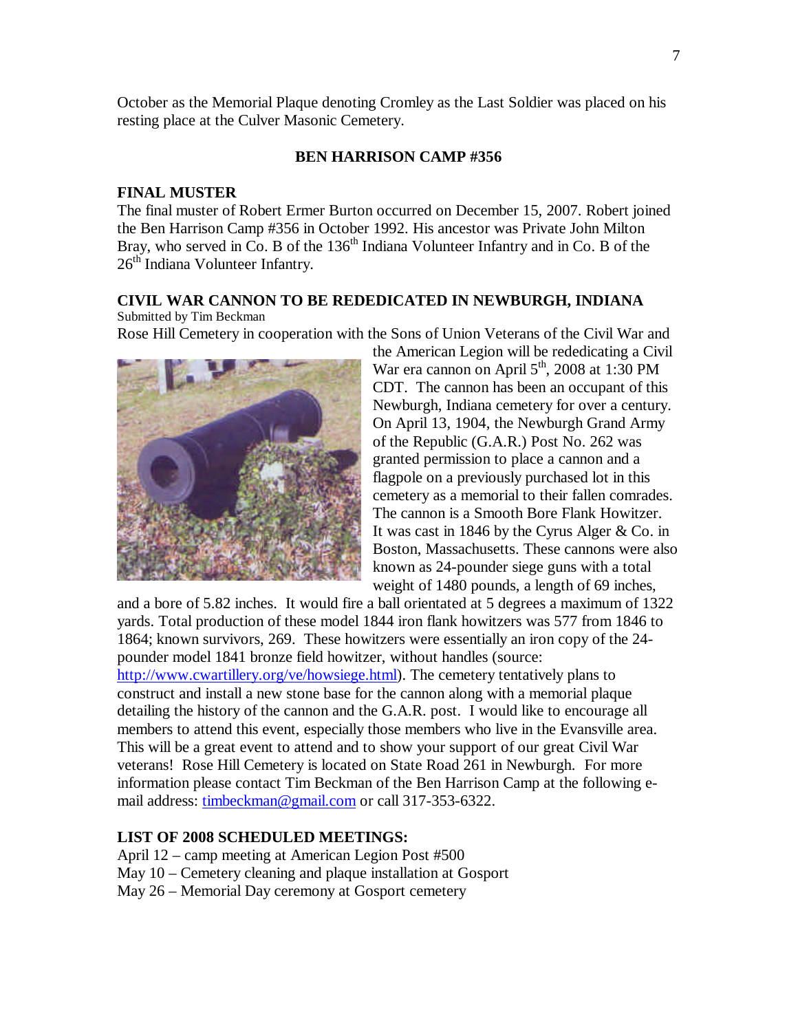October as the Memorial Plaque denoting Cromley as the Last Soldier was placed on his resting place at the Culver Masonic Cemetery.

## BEN HARRISON CAMP #356

### FINAL MUSTER

The final muster of Robert Ermer Burton occurred on December 15, 2007. Robert joined the Ben Harrison Camp #356 in October 1992. His ancestor was Private John Milton Bray, who served in Co. B of the 136th Indiana Volunteer Infantry and in Co. B of the 26th Indiana Volunteer Infantry.

### CIVIL WAR CANNON TO BE REDEDICATED IN NEWBURGH, INDIANA

Submitted by Tim Beckman

Rose Hill Cemetery in cooperation with the Sons of Union Veterans of the Civil War and the American Legion will be rededicating a Civil War era cannon on April 5th, 2008 at 1:30 PM CDT. The cannon has been an occupant of this Newburgh, Indiana cemetery for over a century. On April 13, 1904, the Newburgh Grand Army of the Republic (G.A.R.) Post No. 262 was granted permission to place a cannon and a flagpole on a previously purchased lot in this cemetery as a memorial to their fallen comrades. The cannon is a Smooth Bore Flank Howitzer. It was cast in 1846 by the Cyrus Alger & Co. in Boston, Massachusetts. These cannons were also known as 24-pounder siege guns with a total weight of 1480 pounds, a length of 69 inches, and a bore of 5.82 inches. It would fire a ball orientated at 5 degrees a maximum of 1322 yards. Total production of these model 1844 iron flank howitzers was 577 from 1846 to 1864; known survivors, 269. These howitzers were essentially an iron copy of the 24-pounder model 1841 bronze field howitzer, without handles (source: http://www.cwartillery.org/ve/howsiege.html). The cemetery tentatively plans to construct and install a new stone base for the cannon along with a memorial plaque detailing the history of the cannon and the G.A.R. post. I would like to encourage all members to attend this event, especially those members who live in the Evansville area. This will be a great event to attend and to show your support of our great Civil War veterans! Rose Hill Cemetery is located on State Road 261 in Newburgh. For more information please contact Tim Beckman of the Ben Harrison Camp at the following e-mail address: timbeckman@gmail.com or call 317-353-6322.

### LIST OF 2008 SCHEDULED MEETINGS:

April 12 – camp meeting at American Legion Post #500  
May 10 – Cemetery cleaning and plaque installation at Gosport  
May 26 – Memorial Day ceremony at Gosport cemetery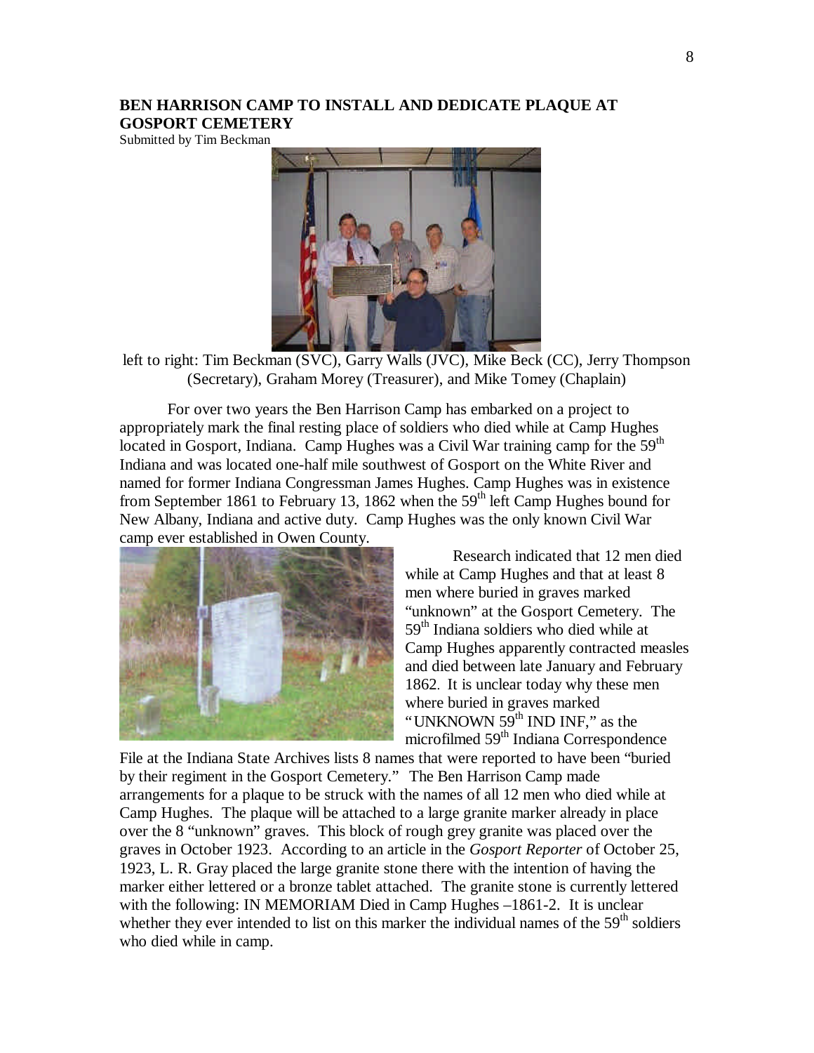## BEN HARRISON CAMP TO INSTALL AND DEDICATE PLAQUE AT GOSPORT CEMETERY

Submitted by Tim Beckman

left to right: Tim Beckman (SVC), Garry Walls (JVC), Mike Beck (CC), Jerry Thompson (Secretary), Graham Morey (Treasurer), and Mike Tomey (Chaplain)

For over two years the Ben Harrison Camp has embarked on a project to appropriately mark the final resting place of soldiers who died while at Camp Hughes located in Gosport, Indiana. Camp Hughes was a Civil War training camp for the 59th Indiana and was located one-half mile southwest of Gosport on the White River and named for former Indiana Congressman James Hughes. Camp Hughes was in existence from September 1861 to February 13, 1862 when the 59th left Camp Hughes bound for New Albany, Indiana and active duty. Camp Hughes was the only known Civil War camp ever established in Owen County.

Research indicated that 12 men died while at Camp Hughes and that at least 8 men where buried in graves marked "unknown" at the Gosport Cemetery. The 59th Indiana soldiers who died while at Camp Hughes apparently contracted measles and died between late January and February 1862. It is unclear today why these men where buried in graves marked "UNKNOWN 59th IND INF," as the microfilmed 59th Indiana Correspondence File at the Indiana State Archives lists 8 names that were reported to have been "buried by their regiment in the Gosport Cemetery." The Ben Harrison Camp made arrangements for a plaque to be struck with the names of all 12 men who died while at Camp Hughes. The plaque will be attached to a large granite marker already in place over the 8 "unknown" graves. This block of rough grey granite was placed over the graves in October 1923. According to an article in the *Gosport Reporter* of October 25, 1923, L. R. Gray placed the large granite stone there with the intention of having the marker either lettered or a bronze tablet attached. The granite stone is currently lettered with the following: IN MEMORIAM Died in Camp Hughes –1861-2. It is unclear whether they ever intended to list on this marker the individual names of the 59th soldiers who died while in camp.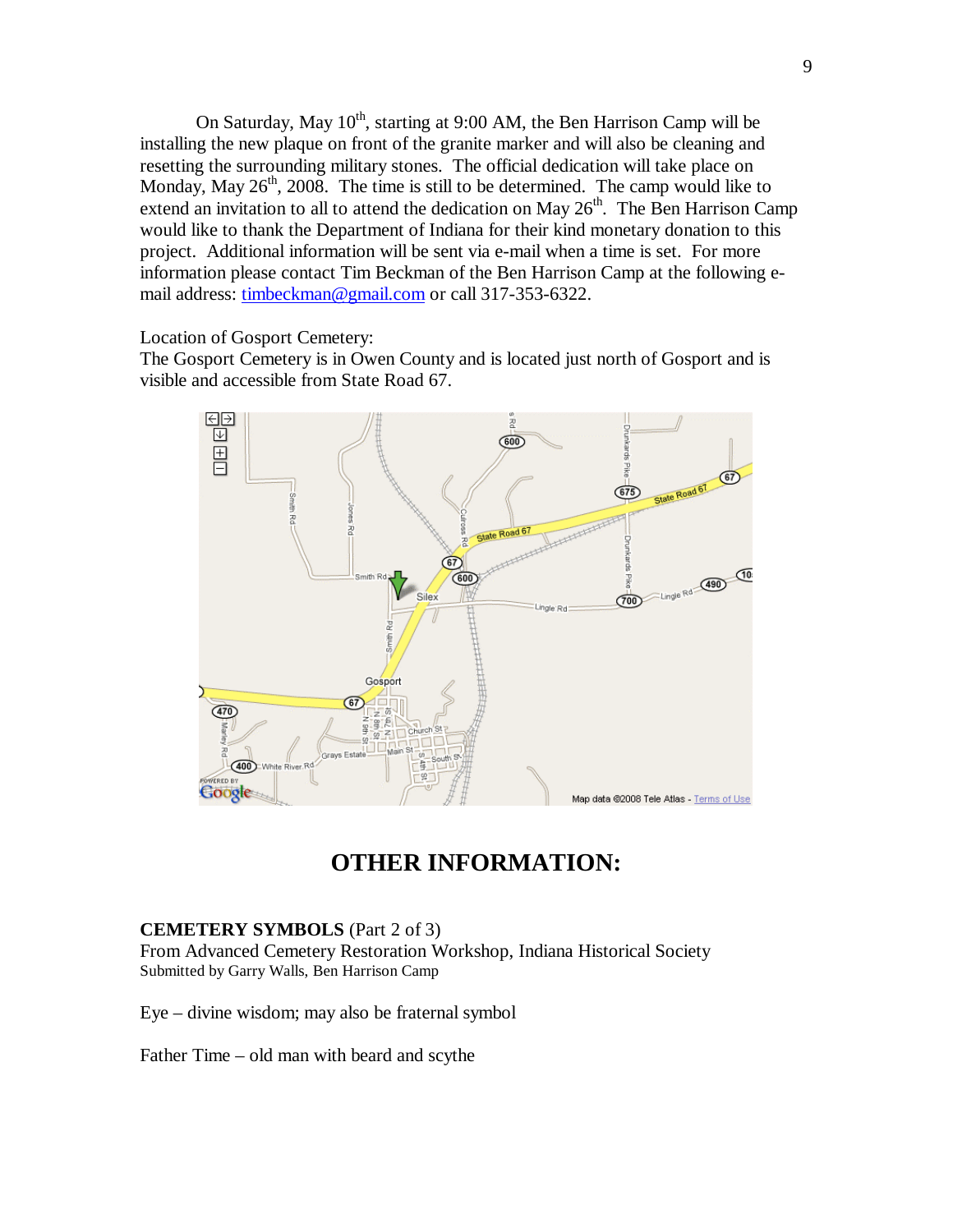On Saturday, May 10th, starting at 9:00 AM, the Ben Harrison Camp will be installing the new plaque on front of the granite marker and will also be cleaning and resetting the surrounding military stones. The official dedication will take place on Monday, May 26th, 2008. The time is still to be determined. The camp would like to extend an invitation to all to attend the dedication on May 26th. The Ben Harrison Camp would like to thank the Department of Indiana for their kind monetary donation to this project. Additional information will be sent via e-mail when a time is set. For more information please contact Tim Beckman of the Ben Harrison Camp at the following e-mail address: timbeckman@gmail.com or call 317-353-6322.

Location of Gosport Cemetery:
The Gosport Cemetery is in Owen County and is located just north of Gosport and is visible and accessible from State Road 67.

# OTHER INFORMATION:

**CEMETERY SYMBOLS** (Part 2 of 3)
From Advanced Cemetery Restoration Workshop, Indiana Historical Society
Submitted by Garry Walls, Ben Harrison Camp

Eye – divine wisdom; may also be fraternal symbol

Father Time – old man with beard and scythe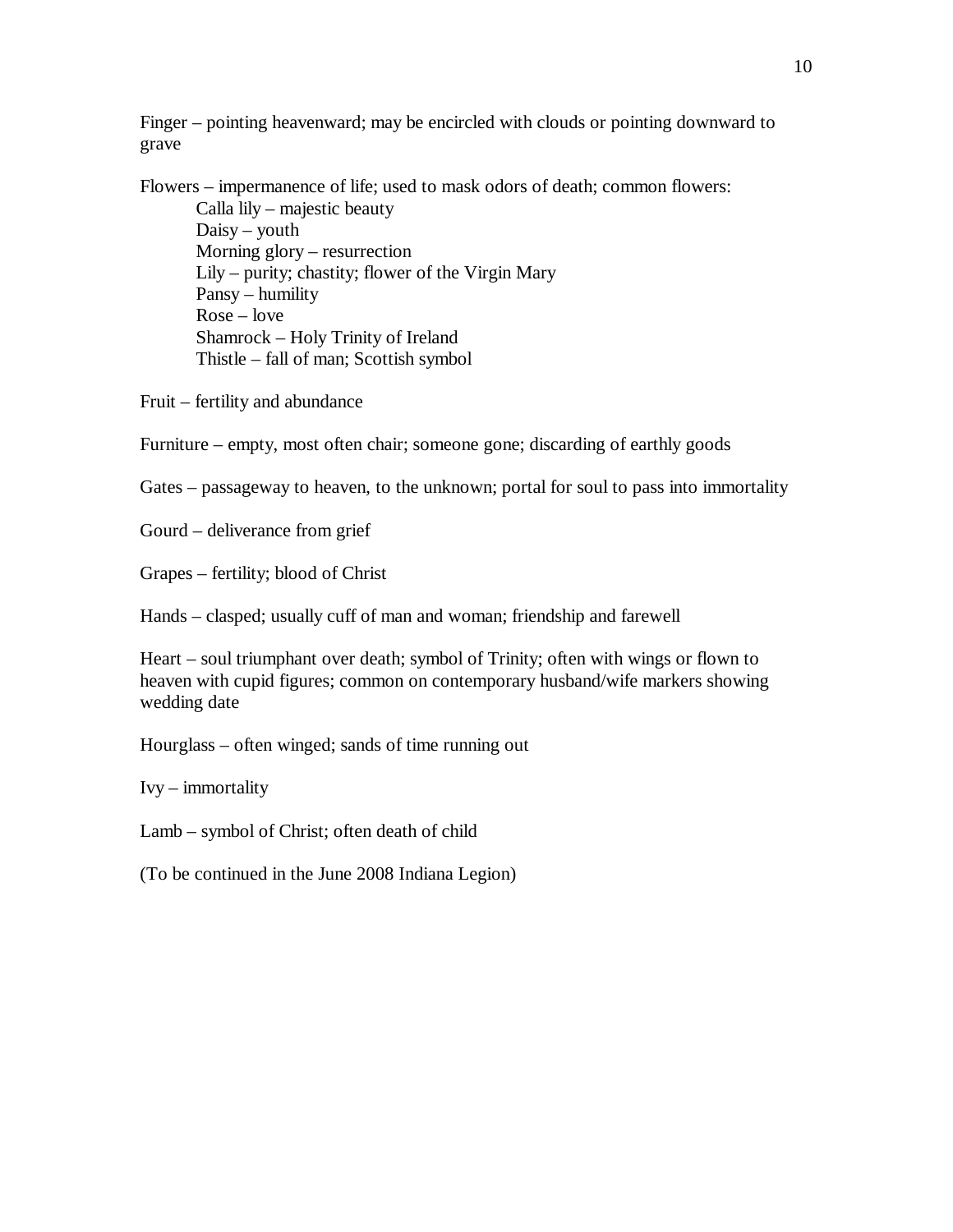Finger – pointing heavenward; may be encircled with clouds or pointing downward to grave

Flowers – impermanence of life; used to mask odors of death; common flowers:

- Calla lily – majestic beauty
- Daisy – youth
- Morning glory – resurrection
- Lily – purity; chastity; flower of the Virgin Mary
- Pansy – humility
- Rose – love
- Shamrock – Holy Trinity of Ireland
- Thistle – fall of man; Scottish symbol

Fruit – fertility and abundance

Furniture – empty, most often chair; someone gone; discarding of earthly goods

Gates – passageway to heaven, to the unknown; portal for soul to pass into immortality

Gourd – deliverance from grief

Grapes – fertility; blood of Christ

Hands – clasped; usually cuff of man and woman; friendship and farewell

Heart – soul triumphant over death; symbol of Trinity; often with wings or flown to heaven with cupid figures; common on contemporary husband/wife markers showing wedding date

Hourglass – often winged; sands of time running out

Ivy – immortality

Lamb – symbol of Christ; often death of child

(To be continued in the June 2008 Indiana Legion)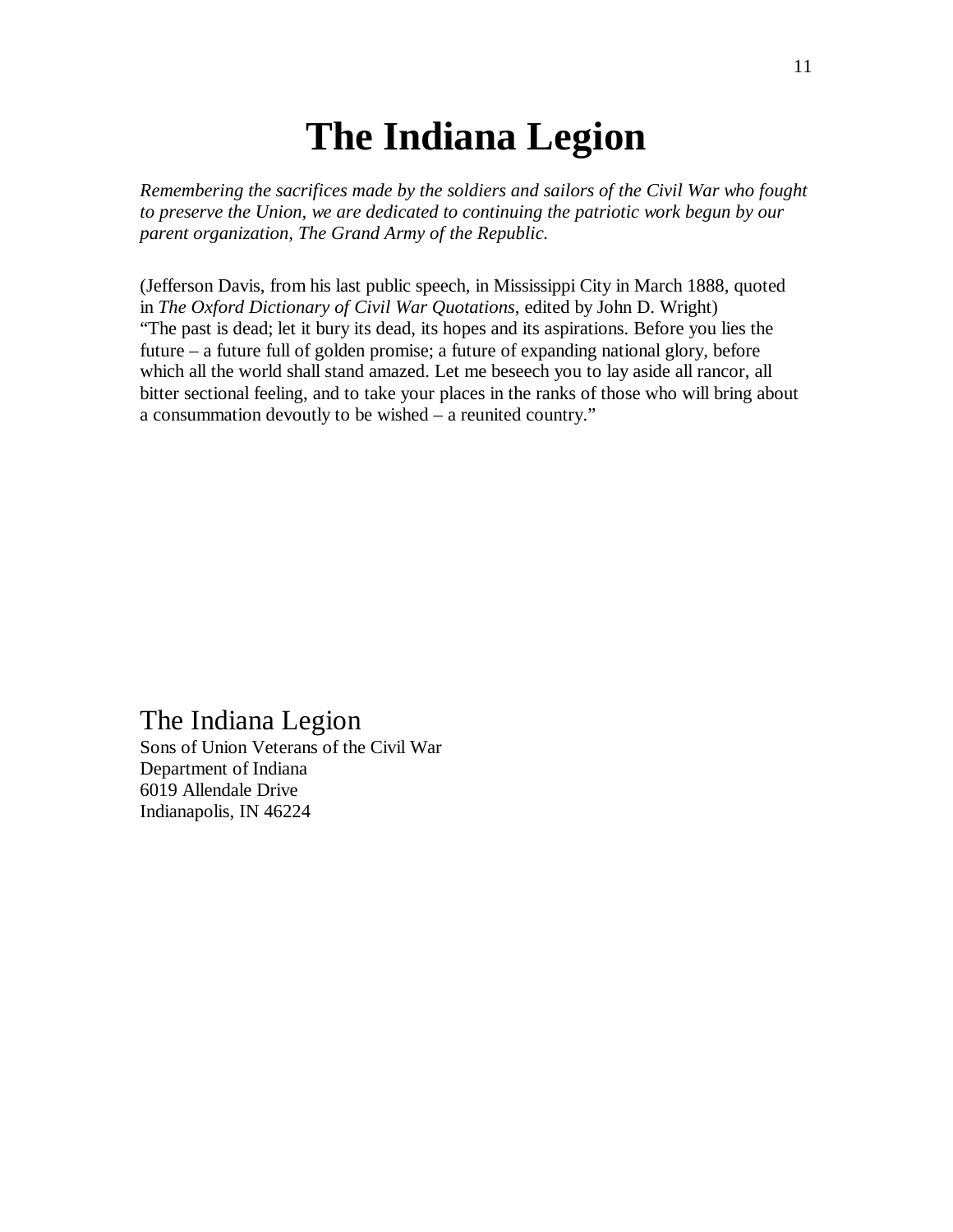# The Indiana Legion

*Remembering the sacrifices made by the soldiers and sailors of the Civil War who fought to preserve the Union, we are dedicated to continuing the patriotic work begun by our parent organization, The Grand Army of the Republic.*

(Jefferson Davis, from his last public speech, in Mississippi City in March 1888, quoted in *The Oxford Dictionary of Civil War Quotations*, edited by John D. Wright)
"The past is dead; let it bury its dead, its hopes and its aspirations. Before you lies the future – a future full of golden promise; a future of expanding national glory, before which all the world shall stand amazed. Let me beseech you to lay aside all rancor, all bitter sectional feeling, and to take your places in the ranks of those who will bring about a consummation devoutly to be wished – a reunited country."

The Indiana Legion
Sons of Union Veterans of the Civil War
Department of Indiana
6019 Allendale Drive
Indianapolis, IN 46224